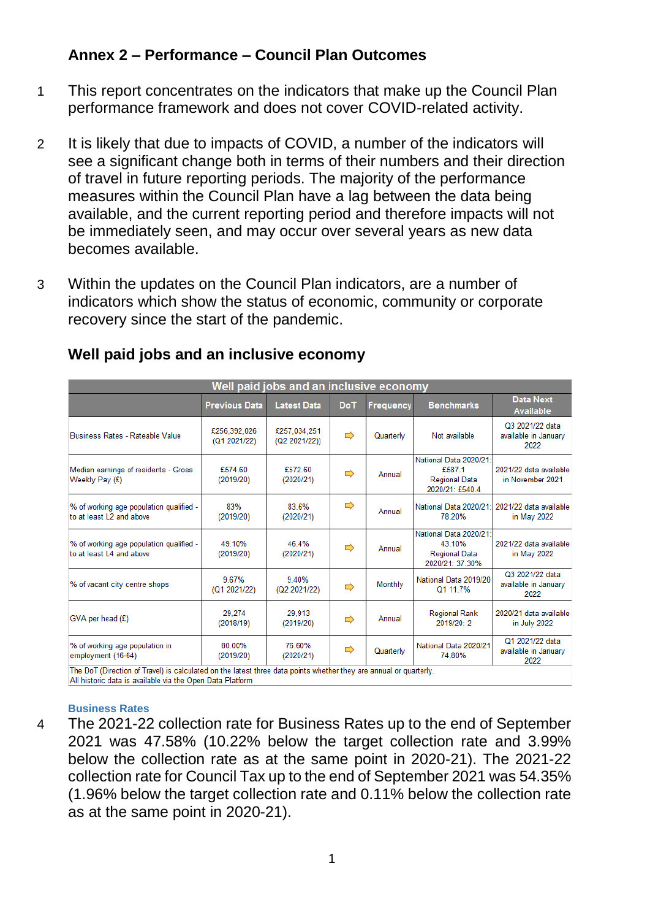## Annex 2 – Performance – Council Plan Outcomes

1 This report concentrates on the indicators that make up the Council Plan performance framework and does not cover COVID-related activity.

2 It is likely that due to impacts of COVID, a number of the indicators will see a significant change both in terms of their numbers and their direction of travel in future reporting periods. The majority of the performance measures within the Council Plan have a lag between the data being available, and the current reporting period and therefore impacts will not be immediately seen, and may occur over several years as new data becomes available.

3 Within the updates on the Council Plan indicators, are a number of indicators which show the status of economic, community or corporate recovery since the start of the pandemic.

### Well paid jobs and an inclusive economy

| Well paid jobs and an inclusive economy | | | | | | |
|---|---|---|---|---|---|---|
| | Previous Data | Latest Data | DoT | Frequency | Benchmarks | Data Next Available |
| Business Rates - Rateable Value | £256,392,026 (Q1 2021/22) | £257,034,251 (Q2 2021/22)) | ⇨ | Quarterly | Not available | Q3 2021/22 data available in January 2022 |
| Median earnings of residents - Gross Weekly Pay (£) | £574.60 (2019/20) | £572.60 (2020/21) | ⇨ | Annual | National Data 2020/21: £587.1 Regional Data 2020/21: £540.4 | 2021/22 data available in November 2021 |
| % of working age population qualified - to at least L2 and above | 83% (2019/20) | 83.6% (2020/21) | ⇨ | Annual | National Data 2020/21: 78.20% | 2021/22 data available in May 2022 |
| % of working age population qualified - to at least L4 and above | 49.10% (2019/20) | 46.4% (2020/21) | ⇨ | Annual | National Data 2020/21: 43.10% Regional Data 2020/21: 37.30% | 2021/22 data available in May 2022 |
| % of vacant city centre shops | 9.67% (Q1 2021/22) | 9.40% (Q2 2021/22) | ⇨ | Monthly | National Data 2019/20 Q1 11.7% | Q3 2021/22 data available in January 2022 |
| GVA per head (£) | 29,274 (2018/19) | 29,913 (2019/20) | ⇨ | Annual | Regional Rank 2019/20: 2 | 2020/21 data available in July 2022 |
| % of working age population in employment (16-64) | 80.00% (2019/20) | 76.60% (2020/21) | ⇨ | Quarterly | National Data 2020/21 74.80% | Q1 2021/22 data available in January 2022 |

The DoT (Direction of Travel) is calculated on the latest three data points whether they are annual or quarterly.
All historic data is available via the Open Data Platform

#### Business Rates

4 The 2021-22 collection rate for Business Rates up to the end of September 2021 was 47.58% (10.22% below the target collection rate and 3.99% below the collection rate as at the same point in 2020-21). The 2021-22 collection rate for Council Tax up to the end of September 2021 was 54.35% (1.96% below the target collection rate and 0.11% below the collection rate as at the same point in 2020-21).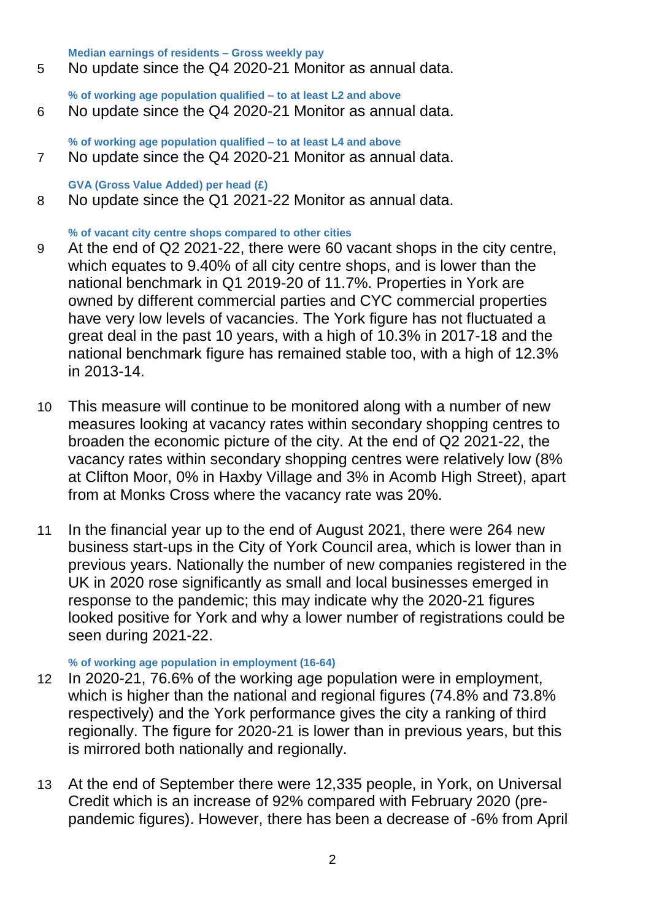#### Median earnings of residents – Gross weekly pay

5 No update since the Q4 2020-21 Monitor as annual data.

#### % of working age population qualified – to at least L2 and above

6 No update since the Q4 2020-21 Monitor as annual data.

#### % of working age population qualified – to at least L4 and above

7 No update since the Q4 2020-21 Monitor as annual data.

#### GVA (Gross Value Added) per head (£)

8 No update since the Q1 2021-22 Monitor as annual data.

#### % of vacant city centre shops compared to other cities

9 At the end of Q2 2021-22, there were 60 vacant shops in the city centre, which equates to 9.40% of all city centre shops, and is lower than the national benchmark in Q1 2019-20 of 11.7%. Properties in York are owned by different commercial parties and CYC commercial properties have very low levels of vacancies. The York figure has not fluctuated a great deal in the past 10 years, with a high of 10.3% in 2017-18 and the national benchmark figure has remained stable too, with a high of 12.3% in 2013-14.

10 This measure will continue to be monitored along with a number of new measures looking at vacancy rates within secondary shopping centres to broaden the economic picture of the city. At the end of Q2 2021-22, the vacancy rates within secondary shopping centres were relatively low (8% at Clifton Moor, 0% in Haxby Village and 3% in Acomb High Street), apart from at Monks Cross where the vacancy rate was 20%.

11 In the financial year up to the end of August 2021, there were 264 new business start-ups in the City of York Council area, which is lower than in previous years. Nationally the number of new companies registered in the UK in 2020 rose significantly as small and local businesses emerged in response to the pandemic; this may indicate why the 2020-21 figures looked positive for York and why a lower number of registrations could be seen during 2021-22.

#### % of working age population in employment (16-64)

12 In 2020-21, 76.6% of the working age population were in employment, which is higher than the national and regional figures (74.8% and 73.8% respectively) and the York performance gives the city a ranking of third regionally. The figure for 2020-21 is lower than in previous years, but this is mirrored both nationally and regionally.

13 At the end of September there were 12,335 people, in York, on Universal Credit which is an increase of 92% compared with February 2020 (pre-pandemic figures). However, there has been a decrease of -6% from April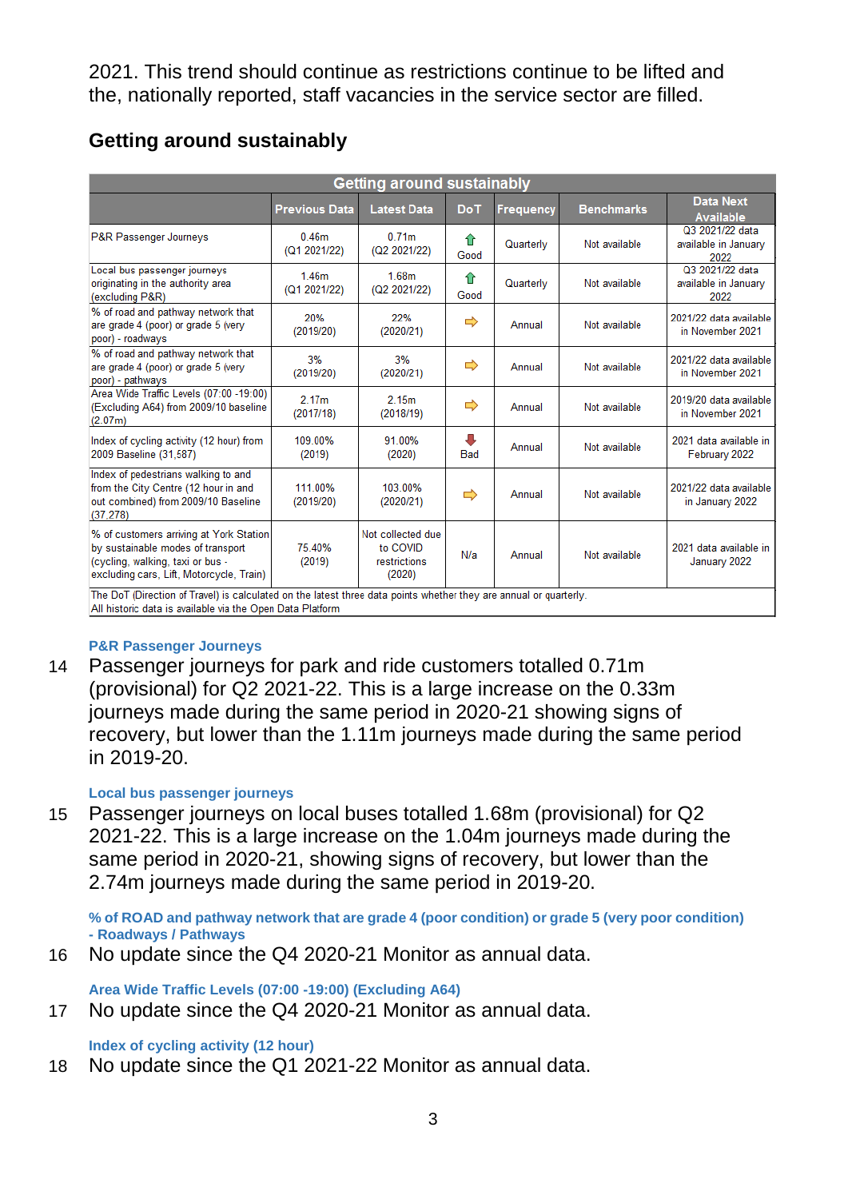2021. This trend should continue as restrictions continue to be lifted and the, nationally reported, staff vacancies in the service sector are filled.

## Getting around sustainably

| Getting around sustainably | Previous Data | Latest Data | DoT | Frequency | Benchmarks | Data Next Available |
|---|---|---|---|---|---|---|
| P&R Passenger Journeys | 0.46m (Q1 2021/22) | 0.71m (Q2 2021/22) | ⇧ Good | Quarterly | Not available | Q3 2021/22 data available in January 2022 |
| Local bus passenger journeys originating in the authority area (excluding P&R) | 1.46m (Q1 2021/22) | 1.68m (Q2 2021/22) | ⇧ Good | Quarterly | Not available | Q3 2021/22 data available in January 2022 |
| % of road and pathway network that are grade 4 (poor) or grade 5 (very poor) - roadways | 20% (2019/20) | 22% (2020/21) | ⇨ | Annual | Not available | 2021/22 data available in November 2021 |
| % of road and pathway network that are grade 4 (poor) or grade 5 (very poor) - pathways | 3% (2019/20) | 3% (2020/21) | ⇨ | Annual | Not available | 2021/22 data available in November 2021 |
| Area Wide Traffic Levels (07:00 -19:00) (Excluding A64) from 2009/10 baseline (2.07m) | 2.17m (2017/18) | 2.15m (2018/19) | ⇨ | Annual | Not available | 2019/20 data available in November 2021 |
| Index of cycling activity (12 hour) from 2009 Baseline (31,587) | 109.00% (2019) | 91.00% (2020) | ⇩ Bad | Annual | Not available | 2021 data available in February 2022 |
| Index of pedestrians walking to and from the City Centre (12 hour in and out combined) from 2009/10 Baseline (37,278) | 111.00% (2019/20) | 103.00% (2020/21) | ⇨ | Annual | Not available | 2021/22 data available in January 2022 |
| % of customers arriving at York Station by sustainable modes of transport (cycling, walking, taxi or bus - excluding cars, Lift, Motorcycle, Train) | 75.40% (2019) | Not collected due to COVID restrictions (2020) | N/a | Annual | Not available | 2021 data available in January 2022 |
| The DoT (Direction of Travel) is calculated on the latest three data points whether they are annual or quarterly. All historic data is available via the Open Data Platform | | | | | | |

### P&R Passenger Journeys

14 Passenger journeys for park and ride customers totalled 0.71m (provisional) for Q2 2021-22. This is a large increase on the 0.33m journeys made during the same period in 2020-21 showing signs of recovery, but lower than the 1.11m journeys made during the same period in 2019-20.

### Local bus passenger journeys

15 Passenger journeys on local buses totalled 1.68m (provisional) for Q2 2021-22. This is a large increase on the 1.04m journeys made during the same period in 2020-21, showing signs of recovery, but lower than the 2.74m journeys made during the same period in 2019-20.

### % of ROAD and pathway network that are grade 4 (poor condition) or grade 5 (very poor condition) - Roadways / Pathways

16 No update since the Q4 2020-21 Monitor as annual data.

### Area Wide Traffic Levels (07:00 -19:00) (Excluding A64)

17 No update since the Q4 2020-21 Monitor as annual data.

### Index of cycling activity (12 hour)

18 No update since the Q1 2021-22 Monitor as annual data.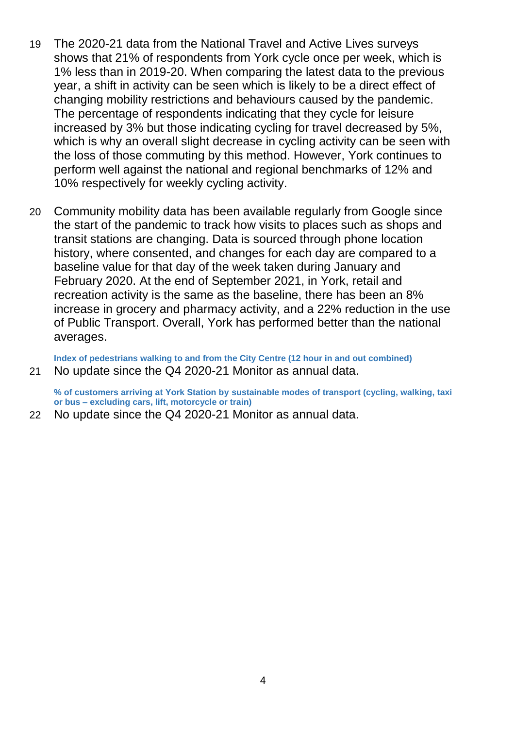19 The 2020-21 data from the National Travel and Active Lives surveys shows that 21% of respondents from York cycle once per week, which is 1% less than in 2019-20. When comparing the latest data to the previous year, a shift in activity can be seen which is likely to be a direct effect of changing mobility restrictions and behaviours caused by the pandemic. The percentage of respondents indicating that they cycle for leisure increased by 3% but those indicating cycling for travel decreased by 5%, which is why an overall slight decrease in cycling activity can be seen with the loss of those commuting by this method. However, York continues to perform well against the national and regional benchmarks of 12% and 10% respectively for weekly cycling activity.

20 Community mobility data has been available regularly from Google since the start of the pandemic to track how visits to places such as shops and transit stations are changing. Data is sourced through phone location history, where consented, and changes for each day are compared to a baseline value for that day of the week taken during January and February 2020. At the end of September 2021, in York, retail and recreation activity is the same as the baseline, there has been an 8% increase in grocery and pharmacy activity, and a 22% reduction in the use of Public Transport. Overall, York has performed better than the national averages.

**Index of pedestrians walking to and from the City Centre (12 hour in and out combined)**

21 No update since the Q4 2020-21 Monitor as annual data.

**% of customers arriving at York Station by sustainable modes of transport (cycling, walking, taxi or bus – excluding cars, lift, motorcycle or train)**

22 No update since the Q4 2020-21 Monitor as annual data.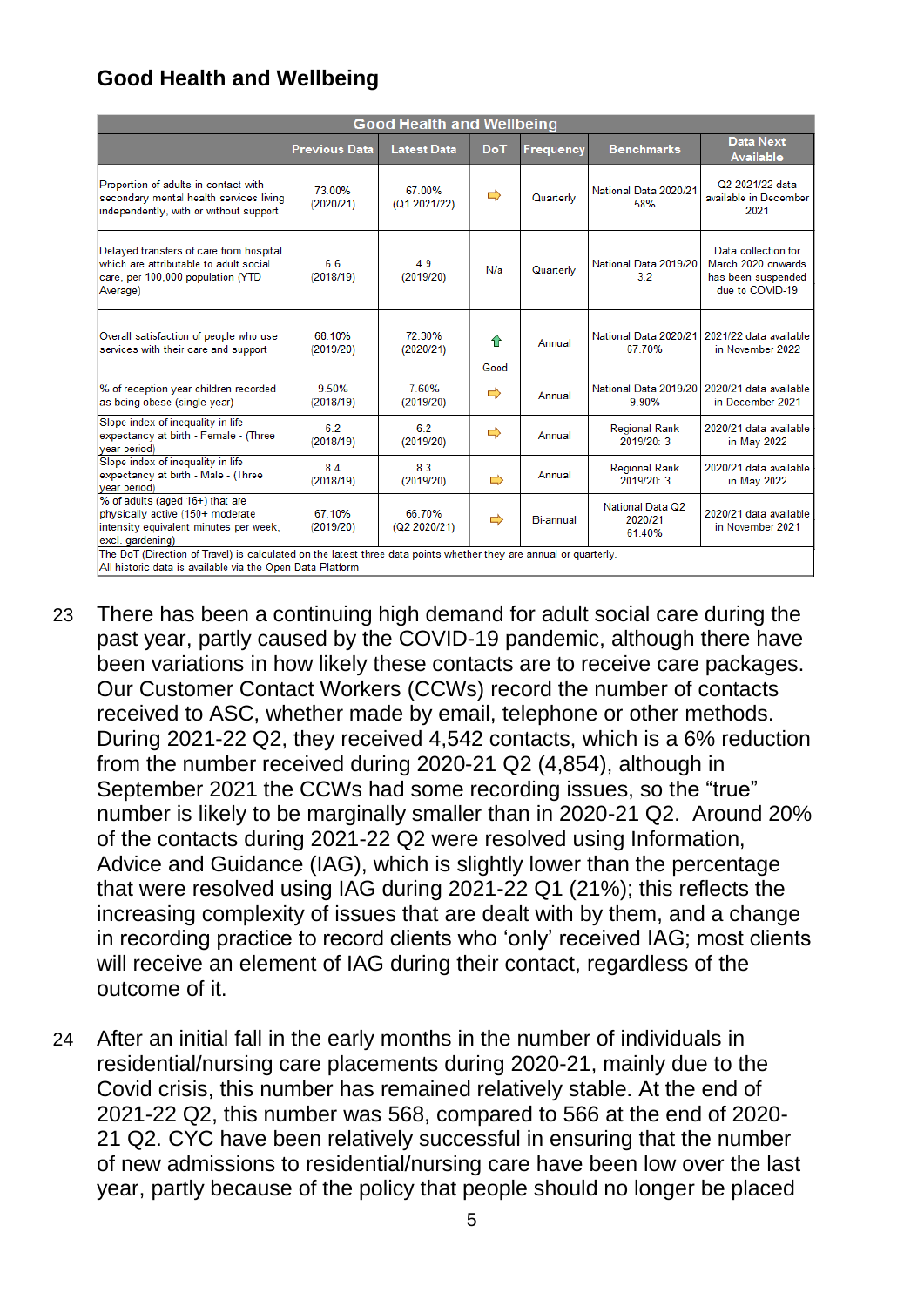## Good Health and Wellbeing

| Good Health and Wellbeing | | | | | | |
|---|---|---|---|---|---|---|
| | Previous Data | Latest Data | DoT | Frequency | Benchmarks | Data Next Available |
| Proportion of adults in contact with secondary mental health services living independently, with or without support | 73.00% (2020/21) | 67.00% (Q1 2021/22) | ⇨ | Quarterly | National Data 2020/21 58% | Q2 2021/22 data available in December 2021 |
| Delayed transfers of care from hospital which are attributable to adult social care, per 100,000 population (YTD Average) | 6.6 (2018/19) | 4.9 (2019/20) | N/a | Quarterly | National Data 2019/20 3.2 | Data collection for March 2020 onwards has been suspended due to COVID-19 |
| Overall satisfaction of people who use services with their care and support | 68.10% (2019/20) | 72.30% (2020/21) | ⇧ Good | Annual | National Data 2020/21 67.70% | 2021/22 data available in November 2022 |
| % of reception year children recorded as being obese (single year) | 9.50% (2018/19) | 7.60% (2019/20) | ⇨ | Annual | National Data 2019/20 9.90% | 2020/21 data available in December 2021 |
| Slope index of inequality in life expectancy at birth - Female - (Three year period) | 6.2 (2018/19) | 6.2 (2019/20) | ⇨ | Annual | Regional Rank 2019/20: 3 | 2020/21 data available in May 2022 |
| Slope index of inequality in life expectancy at birth - Male - (Three year period) | 8.4 (2018/19) | 8.3 (2019/20) | ⇨ | Annual | Regional Rank 2019/20: 3 | 2020/21 data available in May 2022 |
| % of adults (aged 16+) that are physically active (150+ moderate intensity equivalent minutes per week, excl. gardening) | 67.10% (2019/20) | 66.70% (Q2 2020/21) | ⇨ | Bi-annual | National Data Q2 2020/21 61.40% | 2020/21 data available in November 2021 |

The DoT (Direction of Travel) is calculated on the latest three data points whether they are annual or quarterly.
All historic data is available via the Open Data Platform

23 There has been a continuing high demand for adult social care during the past year, partly caused by the COVID-19 pandemic, although there have been variations in how likely these contacts are to receive care packages. Our Customer Contact Workers (CCWs) record the number of contacts received to ASC, whether made by email, telephone or other methods. During 2021-22 Q2, they received 4,542 contacts, which is a 6% reduction from the number received during 2020-21 Q2 (4,854), although in September 2021 the CCWs had some recording issues, so the "true" number is likely to be marginally smaller than in 2020-21 Q2. Around 20% of the contacts during 2021-22 Q2 were resolved using Information, Advice and Guidance (IAG), which is slightly lower than the percentage that were resolved using IAG during 2021-22 Q1 (21%); this reflects the increasing complexity of issues that are dealt with by them, and a change in recording practice to record clients who 'only' received IAG; most clients will receive an element of IAG during their contact, regardless of the outcome of it.

24 After an initial fall in the early months in the number of individuals in residential/nursing care placements during 2020-21, mainly due to the Covid crisis, this number has remained relatively stable. At the end of 2021-22 Q2, this number was 568, compared to 566 at the end of 2020-21 Q2. CYC have been relatively successful in ensuring that the number of new admissions to residential/nursing care have been low over the last year, partly because of the policy that people should no longer be placed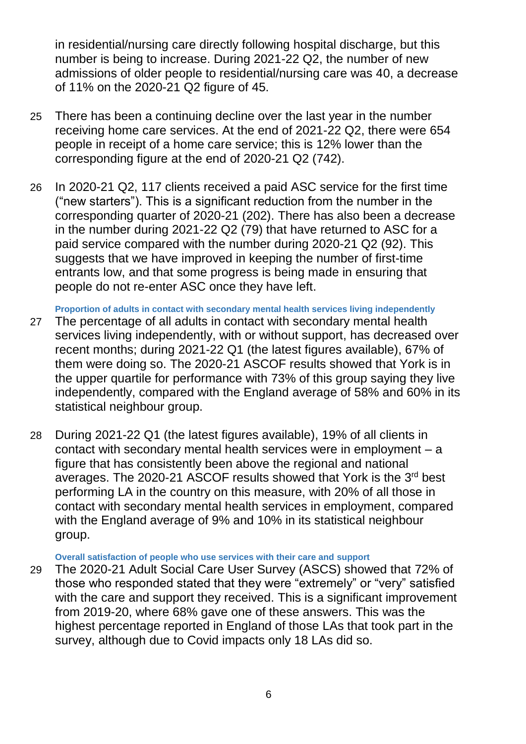in residential/nursing care directly following hospital discharge, but this number is being to increase. During 2021-22 Q2, the number of new admissions of older people to residential/nursing care was 40, a decrease of 11% on the 2020-21 Q2 figure of 45.

25 There has been a continuing decline over the last year in the number receiving home care services. At the end of 2021-22 Q2, there were 654 people in receipt of a home care service; this is 12% lower than the corresponding figure at the end of 2020-21 Q2 (742).

26 In 2020-21 Q2, 117 clients received a paid ASC service for the first time ("new starters"). This is a significant reduction from the number in the corresponding quarter of 2020-21 (202). There has also been a decrease in the number during 2021-22 Q2 (79) that have returned to ASC for a paid service compared with the number during 2020-21 Q2 (92). This suggests that we have improved in keeping the number of first-time entrants low, and that some progress is being made in ensuring that people do not re-enter ASC once they have left.

#### Proportion of adults in contact with secondary mental health services living independently

27 The percentage of all adults in contact with secondary mental health services living independently, with or without support, has decreased over recent months; during 2021-22 Q1 (the latest figures available), 67% of them were doing so. The 2020-21 ASCOF results showed that York is in the upper quartile for performance with 73% of this group saying they live independently, compared with the England average of 58% and 60% in its statistical neighbour group.

28 During 2021-22 Q1 (the latest figures available), 19% of all clients in contact with secondary mental health services were in employment – a figure that has consistently been above the regional and national averages. The 2020-21 ASCOF results showed that York is the 3rd best performing LA in the country on this measure, with 20% of all those in contact with secondary mental health services in employment, compared with the England average of 9% and 10% in its statistical neighbour group.

#### Overall satisfaction of people who use services with their care and support

29 The 2020-21 Adult Social Care User Survey (ASCS) showed that 72% of those who responded stated that they were "extremely" or "very" satisfied with the care and support they received. This is a significant improvement from 2019-20, where 68% gave one of these answers. This was the highest percentage reported in England of those LAs that took part in the survey, although due to Covid impacts only 18 LAs did so.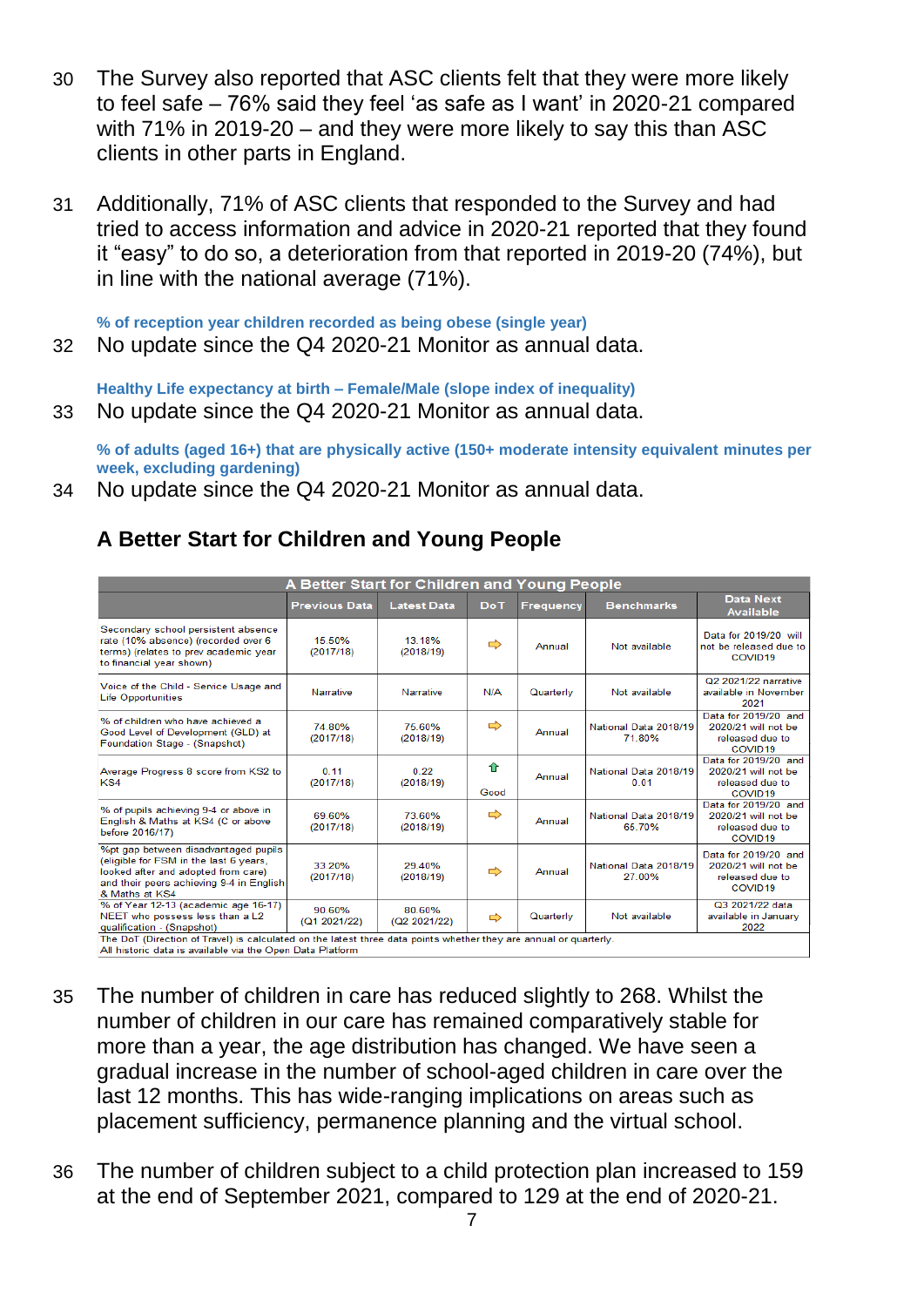30 The Survey also reported that ASC clients felt that they were more likely to feel safe – 76% said they feel ‘as safe as I want’ in 2020-21 compared with 71% in 2019-20 – and they were more likely to say this than ASC clients in other parts in England.

31 Additionally, 71% of ASC clients that responded to the Survey and had tried to access information and advice in 2020-21 reported that they found it “easy” to do so, a deterioration from that reported in 2019-20 (74%), but in line with the national average (71%).

**% of reception year children recorded as being obese (single year)**

32 No update since the Q4 2020-21 Monitor as annual data.

**Healthy Life expectancy at birth – Female/Male (slope index of inequality)**

33 No update since the Q4 2020-21 Monitor as annual data.

**% of adults (aged 16+) that are physically active (150+ moderate intensity equivalent minutes per week, excluding gardening)**

34 No update since the Q4 2020-21 Monitor as annual data.

## A Better Start for Children and Young People

| A Better Start for Children and Young People | | | | | | |
|---|---|---|---|---|---|---|
| | Previous Data | Latest Data | DoT | Frequency | Benchmarks | Data Next Available |
| Secondary school persistent absence rate (10% absence) (recorded over 6 terms) (relates to prev academic year to financial year shown) | 15.50% (2017/18) | 13.18% (2018/19) | ⇨ | Annual | Not available | Data for 2019/20 will not be released due to COVID19 |
| Voice of the Child - Service Usage and Life Opportunities | Narrative | Narrative | N/A | Quarterly | Not available | Q2 2021/22 narrative available in November 2021 |
| % of children who have achieved a Good Level of Development (GLD) at Foundation Stage - (Snapshot) | 74.80% (2017/18) | 75.60% (2018/19) | ⇨ | Annual | National Data 2018/19 71.80% | Data for 2019/20 and 2020/21 will not be released due to COVID19 |
| Average Progress 8 score from KS2 to KS4 | 0.11 (2017/18) | 0.22 (2018/19) | ⇧ Good | Annual | National Data 2018/19 0.01 | Data for 2019/20 and 2020/21 will not be released due to COVID19 |
| % of pupils achieving 9-4 or above in English & Maths at KS4 (C or above before 2016/17) | 69.60% (2017/18) | 73.60% (2018/19) | ⇨ | Annual | National Data 2018/19 65.70% | Data for 2019/20 and 2020/21 will not be released due to COVID19 |
| %pt gap between disadvantaged pupils (eligible for FSM in the last 6 years, looked after and adopted from care) and their peers achieving 9-4 in English & Maths at KS4 | 33.20% (2017/18) | 29.40% (2018/19) | ⇨ | Annual | National Data 2018/19 27.00% | Data for 2019/20 and 2020/21 will not be released due to COVID19 |
| % of Year 12-13 (academic age 16-17) NEET who possess less than a L2 qualification - (Snapshot) | 90.60% (Q1 2021/22) | 80.60% (Q2 2021/22) | ⇨ | Quarterly | Not available | Q3 2021/22 data available in January 2022 |

The DoT (Direction of Travel) is calculated on the latest three data points whether they are annual or quarterly.
All historic data is available via the Open Data Platform

35 The number of children in care has reduced slightly to 268. Whilst the number of children in our care has remained comparatively stable for more than a year, the age distribution has changed. We have seen a gradual increase in the number of school-aged children in care over the last 12 months. This has wide-ranging implications on areas such as placement sufficiency, permanence planning and the virtual school.

36 The number of children subject to a child protection plan increased to 159 at the end of September 2021, compared to 129 at the end of 2020-21.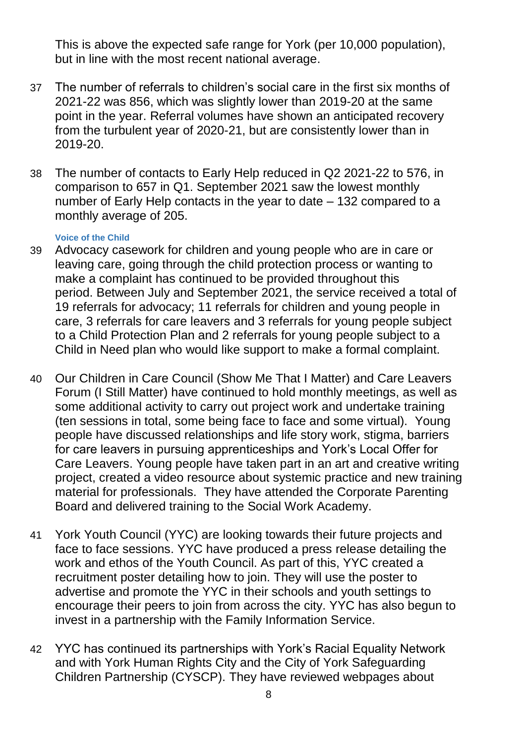This is above the expected safe range for York (per 10,000 population), but in line with the most recent national average.

37 The number of referrals to children's social care in the first six months of 2021-22 was 856, which was slightly lower than 2019-20 at the same point in the year. Referral volumes have shown an anticipated recovery from the turbulent year of 2020-21, but are consistently lower than in 2019-20.

38 The number of contacts to Early Help reduced in Q2 2021-22 to 576, in comparison to 657 in Q1. September 2021 saw the lowest monthly number of Early Help contacts in the year to date – 132 compared to a monthly average of 205.

#### Voice of the Child

39 Advocacy casework for children and young people who are in care or leaving care, going through the child protection process or wanting to make a complaint has continued to be provided throughout this period. Between July and September 2021, the service received a total of 19 referrals for advocacy; 11 referrals for children and young people in care, 3 referrals for care leavers and 3 referrals for young people subject to a Child Protection Plan and 2 referrals for young people subject to a Child in Need plan who would like support to make a formal complaint.

40 Our Children in Care Council (Show Me That I Matter) and Care Leavers Forum (I Still Matter) have continued to hold monthly meetings, as well as some additional activity to carry out project work and undertake training (ten sessions in total, some being face to face and some virtual). Young people have discussed relationships and life story work, stigma, barriers for care leavers in pursuing apprenticeships and York's Local Offer for Care Leavers. Young people have taken part in an art and creative writing project, created a video resource about systemic practice and new training material for professionals. They have attended the Corporate Parenting Board and delivered training to the Social Work Academy.

41 York Youth Council (YYC) are looking towards their future projects and face to face sessions. YYC have produced a press release detailing the work and ethos of the Youth Council. As part of this, YYC created a recruitment poster detailing how to join. They will use the poster to advertise and promote the YYC in their schools and youth settings to encourage their peers to join from across the city. YYC has also begun to invest in a partnership with the Family Information Service.

42 YYC has continued its partnerships with York's Racial Equality Network and with York Human Rights City and the City of York Safeguarding Children Partnership (CYSCP). They have reviewed webpages about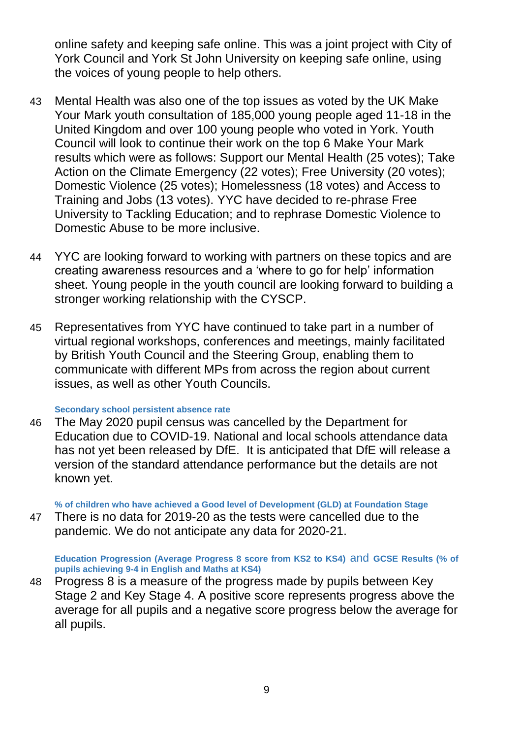online safety and keeping safe online. This was a joint project with City of York Council and York St John University on keeping safe online, using the voices of young people to help others.

43 Mental Health was also one of the top issues as voted by the UK Make Your Mark youth consultation of 185,000 young people aged 11-18 in the United Kingdom and over 100 young people who voted in York. Youth Council will look to continue their work on the top 6 Make Your Mark results which were as follows: Support our Mental Health (25 votes); Take Action on the Climate Emergency (22 votes); Free University (20 votes); Domestic Violence (25 votes); Homelessness (18 votes) and Access to Training and Jobs (13 votes). YYC have decided to re-phrase Free University to Tackling Education; and to rephrase Domestic Violence to Domestic Abuse to be more inclusive.

44 YYC are looking forward to working with partners on these topics and are creating awareness resources and a 'where to go for help' information sheet. Young people in the youth council are looking forward to building a stronger working relationship with the CYSCP.

45 Representatives from YYC have continued to take part in a number of virtual regional workshops, conferences and meetings, mainly facilitated by British Youth Council and the Steering Group, enabling them to communicate with different MPs from across the region about current issues, as well as other Youth Councils.

#### Secondary school persistent absence rate

46 The May 2020 pupil census was cancelled by the Department for Education due to COVID-19. National and local schools attendance data has not yet been released by DfE. It is anticipated that DfE will release a version of the standard attendance performance but the details are not known yet.

#### % of children who have achieved a Good level of Development (GLD) at Foundation Stage

47 There is no data for 2019-20 as the tests were cancelled due to the pandemic. We do not anticipate any data for 2020-21.

#### Education Progression (Average Progress 8 score from KS2 to KS4) and GCSE Results (% of pupils achieving 9-4 in English and Maths at KS4)

48 Progress 8 is a measure of the progress made by pupils between Key Stage 2 and Key Stage 4. A positive score represents progress above the average for all pupils and a negative score progress below the average for all pupils.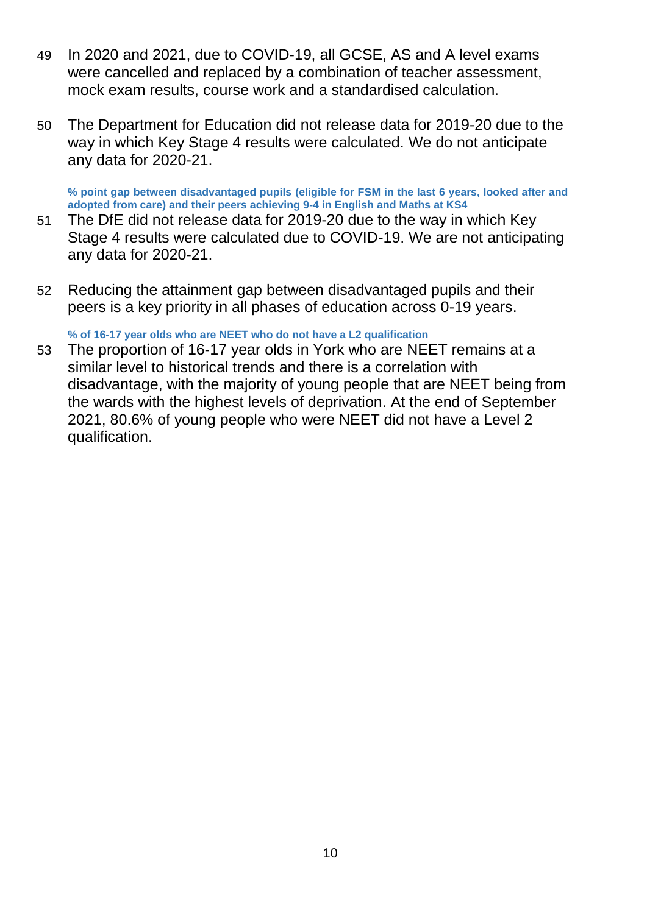49 In 2020 and 2021, due to COVID-19, all GCSE, AS and A level exams were cancelled and replaced by a combination of teacher assessment, mock exam results, course work and a standardised calculation.

50 The Department for Education did not release data for 2019-20 due to the way in which Key Stage 4 results were calculated. We do not anticipate any data for 2020-21.

**% point gap between disadvantaged pupils (eligible for FSM in the last 6 years, looked after and adopted from care) and their peers achieving 9-4 in English and Maths at KS4**

51 The DfE did not release data for 2019-20 due to the way in which Key Stage 4 results were calculated due to COVID-19. We are not anticipating any data for 2020-21.

52 Reducing the attainment gap between disadvantaged pupils and their peers is a key priority in all phases of education across 0-19 years.

**% of 16-17 year olds who are NEET who do not have a L2 qualification**

53 The proportion of 16-17 year olds in York who are NEET remains at a similar level to historical trends and there is a correlation with disadvantage, with the majority of young people that are NEET being from the wards with the highest levels of deprivation. At the end of September 2021, 80.6% of young people who were NEET did not have a Level 2 qualification.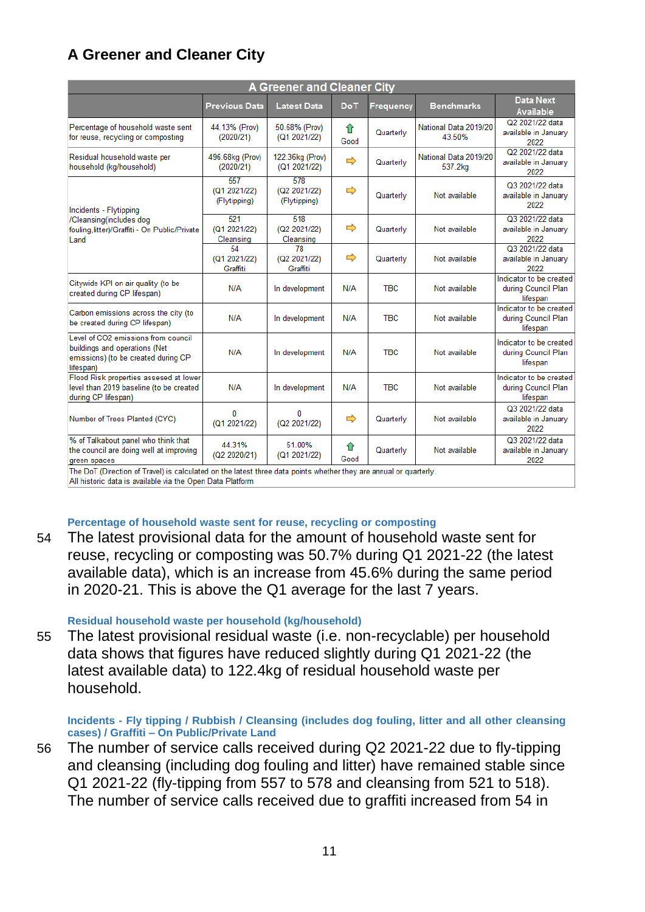## A Greener and Cleaner City

| A Greener and Cleaner City | | | | | | |
|---|---|---|---|---|---|---|
| | Previous Data | Latest Data | DoT | Frequency | Benchmarks | Data Next Available |
| Percentage of household waste sent for reuse, recycling or composting | 44.13% (Prov) (2020/21) | 50.68% (Prov) (Q1 2021/22) | ⇧ Good | Quarterly | National Data 2019/20 43.50% | Q2 2021/22 data available in January 2022 |
| Residual household waste per household (kg/household) | 496.68kg (Prov) (2020/21) | 122.36kg (Prov) (Q1 2021/22) | ⇨ | Quarterly | National Data 2019/20 537.2kg | Q2 2021/22 data available in January 2022 |
| Incidents - Flytipping /Cleansing(includes dog fouling,litter)/Graffiti - On Public/Private Land | 557 (Q1 2021/22) (Flytipping) | 578 (Q2 2021/22) (Flytipping) | ⇨ | Quarterly | Not available | Q3 2021/22 data available in January 2022 |
| | 521 (Q1 2021/22) Cleansing | 518 (Q2 2021/22) Cleansing | ⇨ | Quarterly | Not available | Q3 2021/22 data available in January 2022 |
| | 54 (Q1 2021/22) Graffiti | 78 (Q2 2021/22) Graffiti | ⇨ | Quarterly | Not available | Q3 2021/22 data available in January 2022 |
| Citywide KPI on air quality (to be created during CP lifespan) | N/A | In development | N/A | TBC | Not available | Indicator to be created during Council Plan lifespan |
| Carbon emissions across the city (to be created during CP lifespan) | N/A | In development | N/A | TBC | Not available | Indicator to be created during Council Plan lifespan |
| Level of CO2 emissions from council buildings and operations (Net emissions) (to be created during CP lifespan) | N/A | In development | N/A | TBC | Not available | Indicator to be created during Council Plan lifespan |
| Flood Risk properties assesed at lower level than 2019 baseline (to be created during CP lifespan) | N/A | In development | N/A | TBC | Not available | Indicator to be created during Council Plan lifespan |
| Number of Trees Planted (CYC) | 0 (Q1 2021/22) | 0 (Q2 2021/22) | ⇨ | Quarterly | Not available | Q3 2021/22 data available in January 2022 |
| % of Talkabout panel who think that the council are doing well at improving green spaces | 44.31% (Q2 2020/21) | 51.00% (Q1 2021/22) | ⇧ Good | Quarterly | Not available | Q3 2021/22 data available in January 2022 |

The DoT (Direction of Travel) is calculated on the latest three data points whether they are annual or quarterly.
All historic data is available via the Open Data Platform

#### Percentage of household waste sent for reuse, recycling or composting

54 The latest provisional data for the amount of household waste sent for reuse, recycling or composting was 50.7% during Q1 2021-22 (the latest available data), which is an increase from 45.6% during the same period in 2020-21. This is above the Q1 average for the last 7 years.

#### Residual household waste per household (kg/household)

55 The latest provisional residual waste (i.e. non-recyclable) per household data shows that figures have reduced slightly during Q1 2021-22 (the latest available data) to 122.4kg of residual household waste per household.

#### Incidents - Fly tipping / Rubbish / Cleansing (includes dog fouling, litter and all other cleansing cases) / Graffiti – On Public/Private Land

56 The number of service calls received during Q2 2021-22 due to fly-tipping and cleansing (including dog fouling and litter) have remained stable since Q1 2021-22 (fly-tipping from 557 to 578 and cleansing from 521 to 518). The number of service calls received due to graffiti increased from 54 in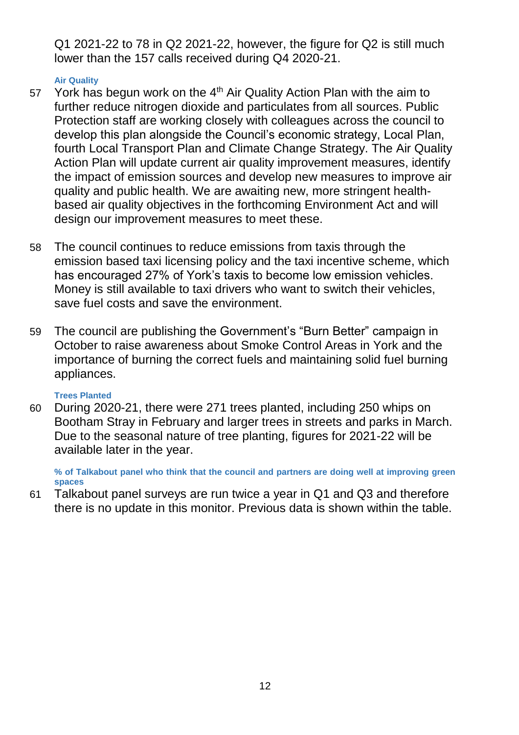Q1 2021-22 to 78 in Q2 2021-22, however, the figure for Q2 is still much lower than the 157 calls received during Q4 2020-21.

**Air Quality**

57 York has begun work on the 4th Air Quality Action Plan with the aim to further reduce nitrogen dioxide and particulates from all sources. Public Protection staff are working closely with colleagues across the council to develop this plan alongside the Council's economic strategy, Local Plan, fourth Local Transport Plan and Climate Change Strategy. The Air Quality Action Plan will update current air quality improvement measures, identify the impact of emission sources and develop new measures to improve air quality and public health. We are awaiting new, more stringent health-based air quality objectives in the forthcoming Environment Act and will design our improvement measures to meet these.

58 The council continues to reduce emissions from taxis through the emission based taxi licensing policy and the taxi incentive scheme, which has encouraged 27% of York's taxis to become low emission vehicles. Money is still available to taxi drivers who want to switch their vehicles, save fuel costs and save the environment.

59 The council are publishing the Government's "Burn Better" campaign in October to raise awareness about Smoke Control Areas in York and the importance of burning the correct fuels and maintaining solid fuel burning appliances.

**Trees Planted**

60 During 2020-21, there were 271 trees planted, including 250 whips on Bootham Stray in February and larger trees in streets and parks in March. Due to the seasonal nature of tree planting, figures for 2021-22 will be available later in the year.

**% of Talkabout panel who think that the council and partners are doing well at improving green spaces**

61 Talkabout panel surveys are run twice a year in Q1 and Q3 and therefore there is no update in this monitor. Previous data is shown within the table.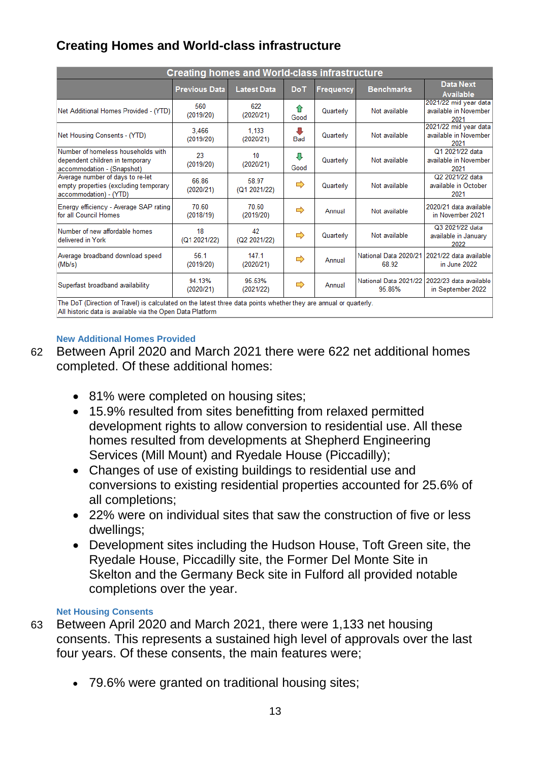## Creating Homes and World-class infrastructure

| Creating homes and World-class infrastructure | | | | | | |
|---|---|---|---|---|---|---|
| | Previous Data | Latest Data | DoT | Frequency | Benchmarks | Data Next Available |
| Net Additional Homes Provided - (YTD) | 560 (2019/20) | 622 (2020/21) | ⇧ Good | Quarterly | Not available | 2021/22 mid year data available in November 2021 |
| Net Housing Consents - (YTD) | 3,466 (2019/20) | 1,133 (2020/21) | ⇩ Bad | Quarterly | Not available | 2021/22 mid year data available in November 2021 |
| Number of homeless households with dependent children in temporary accommodation - (Snapshot) | 23 (2019/20) | 10 (2020/21) | ⇩ Good | Quarterly | Not available | Q1 2021/22 data available in November 2021 |
| Average number of days to re-let empty properties (excluding temporary accommodation) - (YTD) | 66.86 (2020/21) | 58.97 (Q1 2021/22) | ⇨ | Quarterly | Not available | Q2 2021/22 data available in October 2021 |
| Energy efficiency - Average SAP rating for all Council Homes | 70.60 (2018/19) | 70.60 (2019/20) | ⇨ | Annual | Not available | 2020/21 data available in November 2021 |
| Number of new affordable homes delivered in York | 18 (Q1 2021/22) | 42 (Q2 2021/22) | ⇨ | Quarterly | Not available | Q3 2021/22 data available in January 2022 |
| Average broadband download speed (Mb/s) | 56.1 (2019/20) | 147.1 (2020/21) | ⇨ | Annual | National Data 2020/21 68.92 | 2021/22 data available in June 2022 |
| Superfast broadband availability | 94.13% (2020/21) | 95.53% (2021/22) | ⇨ | Annual | National Data 2021/22 95.86% | 2022/23 data available in September 2022 |

The DoT (Direction of Travel) is calculated on the latest three data points whether they are annual or quarterly.
All historic data is available via the Open Data Platform

#### New Additional Homes Provided

62 Between April 2020 and March 2021 there were 622 net additional homes completed. Of these additional homes:

- 81% were completed on housing sites;
- 15.9% resulted from sites benefitting from relaxed permitted development rights to allow conversion to residential use. All these homes resulted from developments at Shepherd Engineering Services (Mill Mount) and Ryedale House (Piccadilly);
- Changes of use of existing buildings to residential use and conversions to existing residential properties accounted for 25.6% of all completions;
- 22% were on individual sites that saw the construction of five or less dwellings;
- Development sites including the Hudson House, Toft Green site, the Ryedale House, Piccadilly site, the Former Del Monte Site in Skelton and the Germany Beck site in Fulford all provided notable completions over the year.

#### Net Housing Consents

63 Between April 2020 and March 2021, there were 1,133 net housing consents. This represents a sustained high level of approvals over the last four years. Of these consents, the main features were;

- 79.6% were granted on traditional housing sites;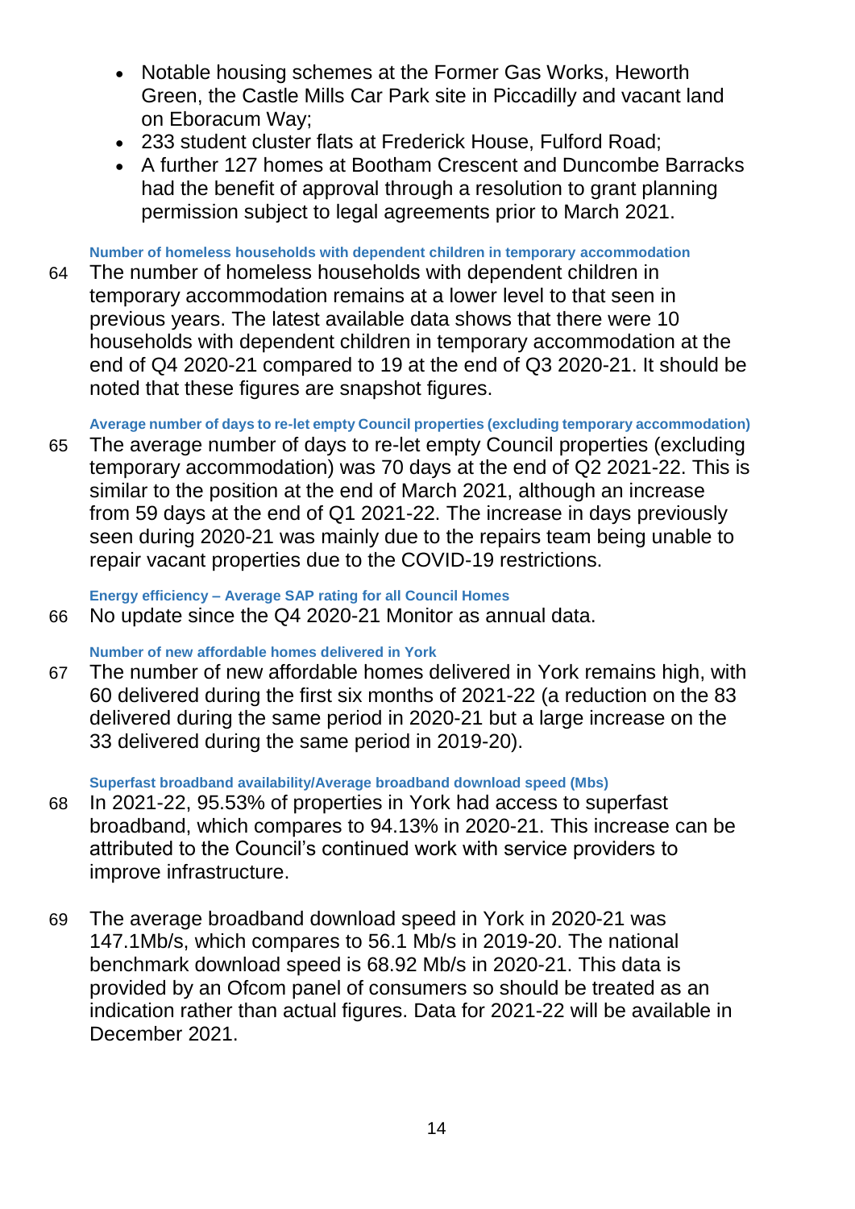- Notable housing schemes at the Former Gas Works, Heworth Green, the Castle Mills Car Park site in Piccadilly and vacant land on Eboracum Way;
- 233 student cluster flats at Frederick House, Fulford Road;
- A further 127 homes at Bootham Crescent and Duncombe Barracks had the benefit of approval through a resolution to grant planning permission subject to legal agreements prior to March 2021.

#### Number of homeless households with dependent children in temporary accommodation

64 The number of homeless households with dependent children in temporary accommodation remains at a lower level to that seen in previous years. The latest available data shows that there were 10 households with dependent children in temporary accommodation at the end of Q4 2020-21 compared to 19 at the end of Q3 2020-21. It should be noted that these figures are snapshot figures.

#### Average number of days to re-let empty Council properties (excluding temporary accommodation)

65 The average number of days to re-let empty Council properties (excluding temporary accommodation) was 70 days at the end of Q2 2021-22. This is similar to the position at the end of March 2021, although an increase from 59 days at the end of Q1 2021-22. The increase in days previously seen during 2020-21 was mainly due to the repairs team being unable to repair vacant properties due to the COVID-19 restrictions.

#### Energy efficiency – Average SAP rating for all Council Homes

66 No update since the Q4 2020-21 Monitor as annual data.

#### Number of new affordable homes delivered in York

67 The number of new affordable homes delivered in York remains high, with 60 delivered during the first six months of 2021-22 (a reduction on the 83 delivered during the same period in 2020-21 but a large increase on the 33 delivered during the same period in 2019-20).

#### Superfast broadband availability/Average broadband download speed (Mbs)

68 In 2021-22, 95.53% of properties in York had access to superfast broadband, which compares to 94.13% in 2020-21. This increase can be attributed to the Council's continued work with service providers to improve infrastructure.

69 The average broadband download speed in York in 2020-21 was 147.1Mb/s, which compares to 56.1 Mb/s in 2019-20. The national benchmark download speed is 68.92 Mb/s in 2020-21. This data is provided by an Ofcom panel of consumers so should be treated as an indication rather than actual figures. Data for 2021-22 will be available in December 2021.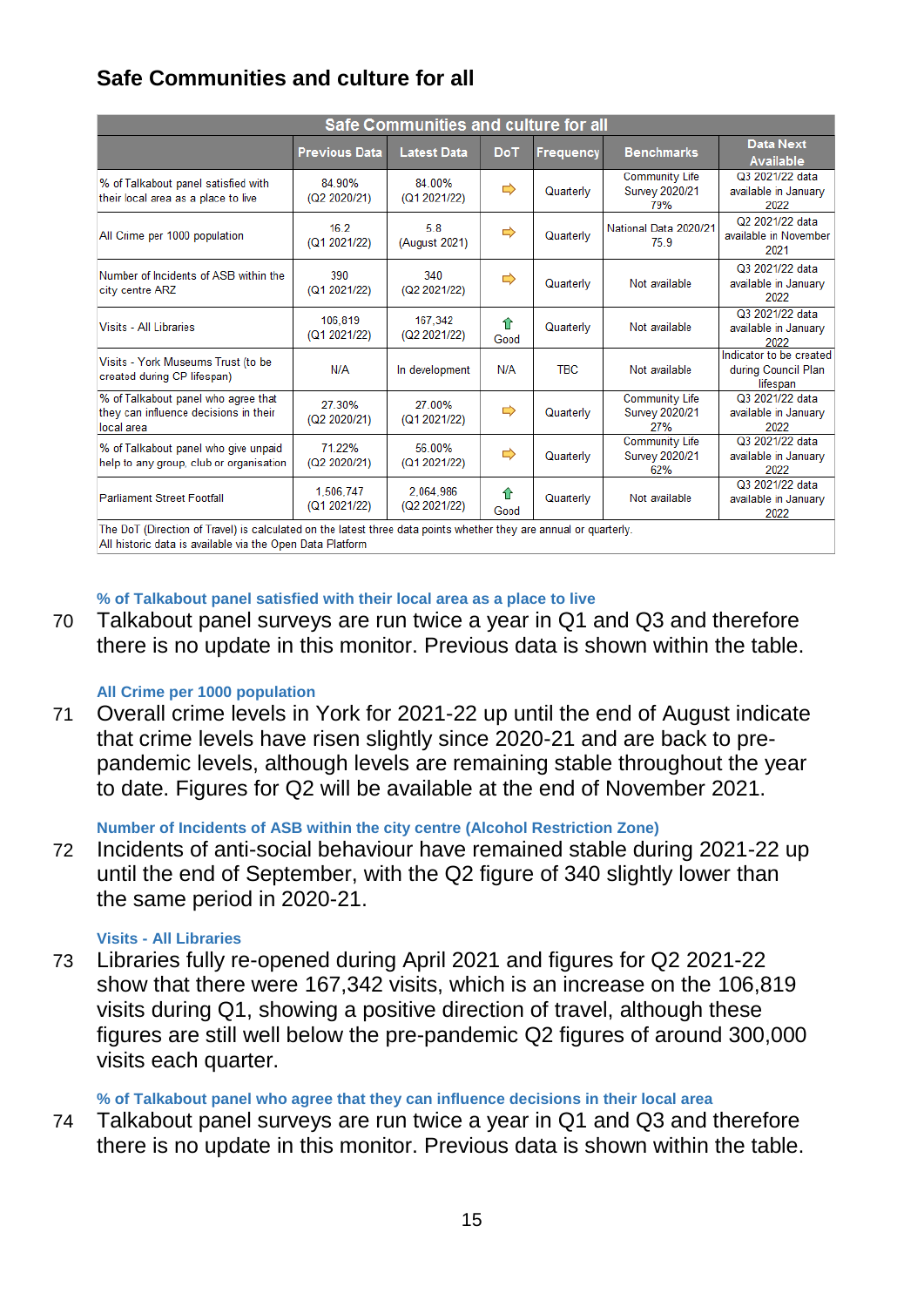## Safe Communities and culture for all

| Safe Communities and culture for all | | | | | | |
|---|---|---|---|---|---|---|
| | Previous Data | Latest Data | DoT | Frequency | Benchmarks | Data Next Available |
| % of Talkabout panel satisfied with their local area as a place to live | 84.90% (Q2 2020/21) | 84.00% (Q1 2021/22) | ⇨ | Quarterly | Community Life Survey 2020/21 79% | Q3 2021/22 data available in January 2022 |
| All Crime per 1000 population | 16.2 (Q1 2021/22) | 5.8 (August 2021) | ⇨ | Quarterly | National Data 2020/21 75.9 | Q2 2021/22 data available in November 2021 |
| Number of Incidents of ASB within the city centre ARZ | 390 (Q1 2021/22) | 340 (Q2 2021/22) | ⇨ | Quarterly | Not available | Q3 2021/22 data available in January 2022 |
| Visits - All Libraries | 106,819 (Q1 2021/22) | 167,342 (Q2 2021/22) | ⇧ Good | Quarterly | Not available | Q3 2021/22 data available in January 2022 |
| Visits - York Museums Trust (to be created during CP lifespan) | N/A | In development | N/A | TBC | Not available | Indicator to be created during Council Plan lifespan |
| % of Talkabout panel who agree that they can influence decisions in their local area | 27.30% (Q2 2020/21) | 27.00% (Q1 2021/22) | ⇨ | Quarterly | Community Life Survey 2020/21 27% | Q3 2021/22 data available in January 2022 |
| % of Talkabout panel who give unpaid help to any group, club or organisation | 71.22% (Q2 2020/21) | 56.00% (Q1 2021/22) | ⇨ | Quarterly | Community Life Survey 2020/21 62% | Q3 2021/22 data available in January 2022 |
| Parliament Street Footfall | 1,506,747 (Q1 2021/22) | 2,064,986 (Q2 2021/22) | ⇧ Good | Quarterly | Not available | Q3 2021/22 data available in January 2022 |

The DoT (Direction of Travel) is calculated on the latest three data points whether they are annual or quarterly.
All historic data is available via the Open Data Platform

**% of Talkabout panel satisfied with their local area as a place to live**

70 Talkabout panel surveys are run twice a year in Q1 and Q3 and therefore there is no update in this monitor. Previous data is shown within the table.

**All Crime per 1000 population**

71 Overall crime levels in York for 2021-22 up until the end of August indicate that crime levels have risen slightly since 2020-21 and are back to pre-pandemic levels, although levels are remaining stable throughout the year to date. Figures for Q2 will be available at the end of November 2021.

**Number of Incidents of ASB within the city centre (Alcohol Restriction Zone)**

72 Incidents of anti-social behaviour have remained stable during 2021-22 up until the end of September, with the Q2 figure of 340 slightly lower than the same period in 2020-21.

**Visits - All Libraries**

73 Libraries fully re-opened during April 2021 and figures for Q2 2021-22 show that there were 167,342 visits, which is an increase on the 106,819 visits during Q1, showing a positive direction of travel, although these figures are still well below the pre-pandemic Q2 figures of around 300,000 visits each quarter.

**% of Talkabout panel who agree that they can influence decisions in their local area**

74 Talkabout panel surveys are run twice a year in Q1 and Q3 and therefore there is no update in this monitor. Previous data is shown within the table.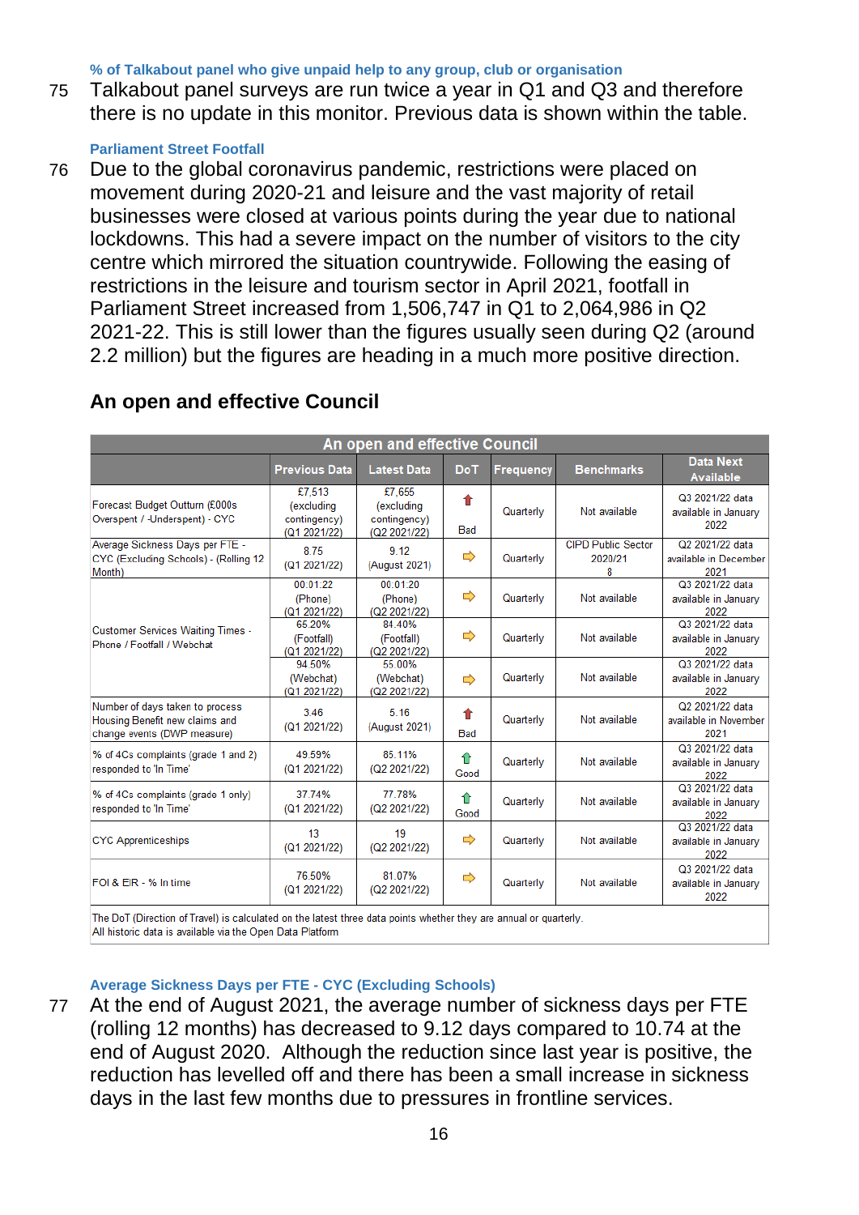**% of Talkabout panel who give unpaid help to any group, club or organisation**

75 Talkabout panel surveys are run twice a year in Q1 and Q3 and therefore there is no update in this monitor. Previous data is shown within the table.

**Parliament Street Footfall**

76 Due to the global coronavirus pandemic, restrictions were placed on movement during 2020-21 and leisure and the vast majority of retail businesses were closed at various points during the year due to national lockdowns. This had a severe impact on the number of visitors to the city centre which mirrored the situation countrywide. Following the easing of restrictions in the leisure and tourism sector in April 2021, footfall in Parliament Street increased from 1,506,747 in Q1 to 2,064,986 in Q2 2021-22. This is still lower than the figures usually seen during Q2 (around 2.2 million) but the figures are heading in a much more positive direction.

## An open and effective Council

| An open and effective Council | | | | | | |
|---|---|---|---|---|---|---|
| | Previous Data | Latest Data | DoT | Frequency | Benchmarks | Data Next Available |
| Forecast Budget Outturn (£000s Overspent / -Underspent) - CYC | £7,513 (excluding contingency) (Q1 2021/22) | £7,655 (excluding contingency) (Q2 2021/22) | ⬆ Bad | Quarterly | Not available | Q3 2021/22 data available in January 2022 |
| Average Sickness Days per FTE - CYC (Excluding Schools) - (Rolling 12 Month) | 8.75 (Q1 2021/22) | 9.12 (August 2021) | ⇨ | Quarterly | CIPD Public Sector 2020/21 8 | Q2 2021/22 data available in December 2021 |
| Customer Services Waiting Times - Phone / Footfall / Webchat | 00:01:22 (Phone) (Q1 2021/22) | 00:01:20 (Phone) (Q2 2021/22) | ⇨ | Quarterly | Not available | Q3 2021/22 data available in January 2022 |
| | 65.20% (Footfall) (Q1 2021/22) | 84.40% (Footfall) (Q2 2021/22) | ⇨ | Quarterly | Not available | Q3 2021/22 data available in January 2022 |
| | 94.50% (Webchat) (Q1 2021/22) | 55.00% (Webchat) (Q2 2021/22) | ⇨ | Quarterly | Not available | Q3 2021/22 data available in January 2022 |
| Number of days taken to process Housing Benefit new claims and change events (DWP measure) | 3.46 (Q1 2021/22) | 5.16 (August 2021) | ⬆ Bad | Quarterly | Not available | Q2 2021/22 data available in November 2021 |
| % of 4Cs complaints (grade 1 and 2) responded to 'In Time' | 49.59% (Q1 2021/22) | 85.11% (Q2 2021/22) | ⬆ Good | Quarterly | Not available | Q3 2021/22 data available in January 2022 |
| % of 4Cs complaints (grade 1 only) responded to 'In Time' | 37.74% (Q1 2021/22) | 77.78% (Q2 2021/22) | ⬆ Good | Quarterly | Not available | Q3 2021/22 data available in January 2022 |
| CYC Apprenticeships | 13 (Q1 2021/22) | 19 (Q2 2021/22) | ⇨ | Quarterly | Not available | Q3 2021/22 data available in January 2022 |
| FOI & EIR - % In time | 76.50% (Q1 2021/22) | 81.07% (Q2 2021/22) | ⇨ | Quarterly | Not available | Q3 2021/22 data available in January 2022 |

The DoT (Direction of Travel) is calculated on the latest three data points whether they are annual or quarterly.
All historic data is available via the Open Data Platform

**Average Sickness Days per FTE - CYC (Excluding Schools)**

77 At the end of August 2021, the average number of sickness days per FTE (rolling 12 months) has decreased to 9.12 days compared to 10.74 at the end of August 2020. Although the reduction since last year is positive, the reduction has levelled off and there has been a small increase in sickness days in the last few months due to pressures in frontline services.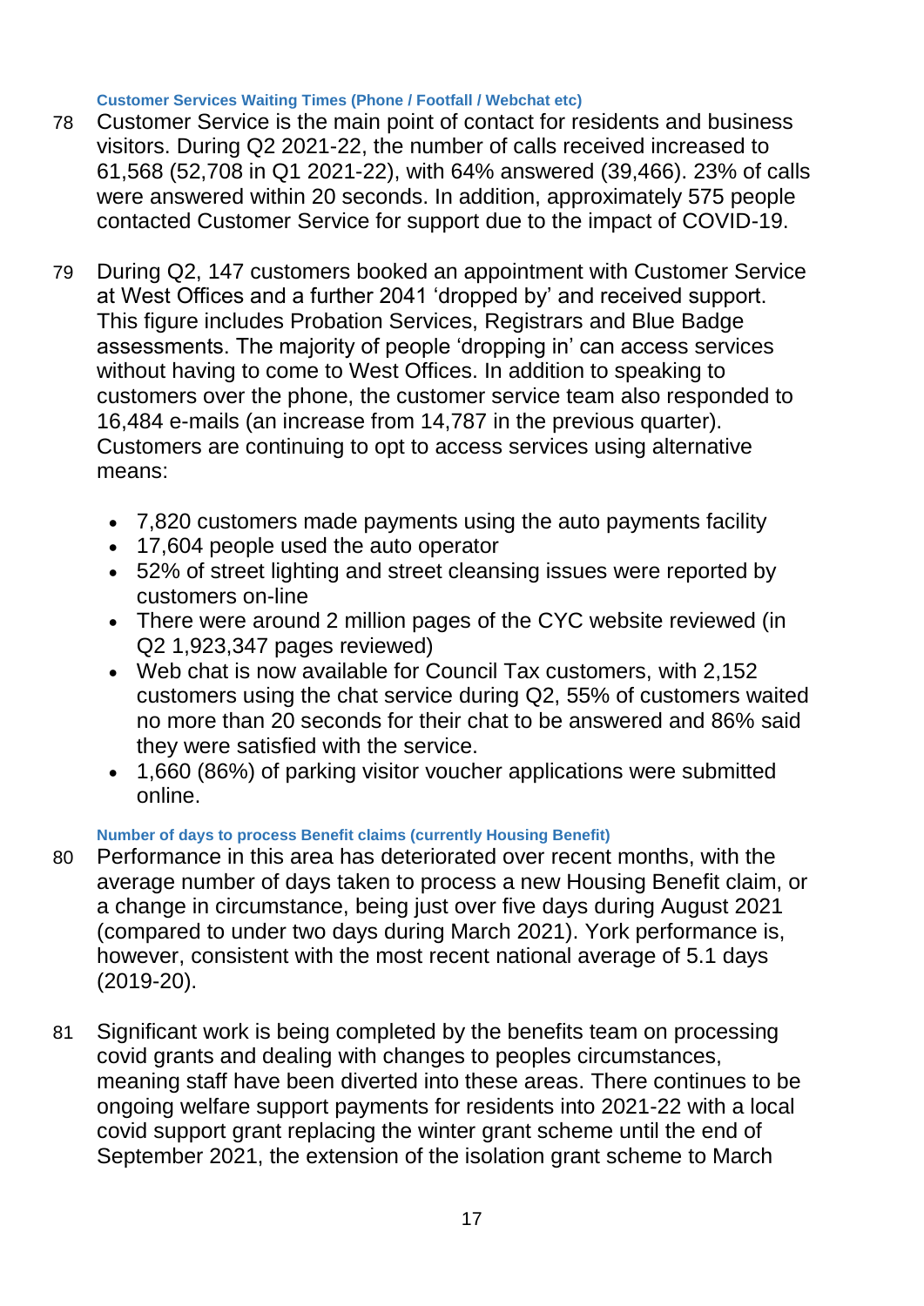#### Customer Services Waiting Times (Phone / Footfall / Webchat etc)

78 Customer Service is the main point of contact for residents and business visitors. During Q2 2021-22, the number of calls received increased to 61,568 (52,708 in Q1 2021-22), with 64% answered (39,466). 23% of calls were answered within 20 seconds. In addition, approximately 575 people contacted Customer Service for support due to the impact of COVID-19.

79 During Q2, 147 customers booked an appointment with Customer Service at West Offices and a further 2041 'dropped by' and received support. This figure includes Probation Services, Registrars and Blue Badge assessments. The majority of people 'dropping in' can access services without having to come to West Offices. In addition to speaking to customers over the phone, the customer service team also responded to 16,484 e-mails (an increase from 14,787 in the previous quarter). Customers are continuing to opt to access services using alternative means:

- 7,820 customers made payments using the auto payments facility
- 17,604 people used the auto operator
- 52% of street lighting and street cleansing issues were reported by customers on-line
- There were around 2 million pages of the CYC website reviewed (in Q2 1,923,347 pages reviewed)
- Web chat is now available for Council Tax customers, with 2,152 customers using the chat service during Q2, 55% of customers waited no more than 20 seconds for their chat to be answered and 86% said they were satisfied with the service.
- 1,660 (86%) of parking visitor voucher applications were submitted online.

#### Number of days to process Benefit claims (currently Housing Benefit)

80 Performance in this area has deteriorated over recent months, with the average number of days taken to process a new Housing Benefit claim, or a change in circumstance, being just over five days during August 2021 (compared to under two days during March 2021). York performance is, however, consistent with the most recent national average of 5.1 days (2019-20).

81 Significant work is being completed by the benefits team on processing covid grants and dealing with changes to peoples circumstances, meaning staff have been diverted into these areas. There continues to be ongoing welfare support payments for residents into 2021-22 with a local covid support grant replacing the winter grant scheme until the end of September 2021, the extension of the isolation grant scheme to March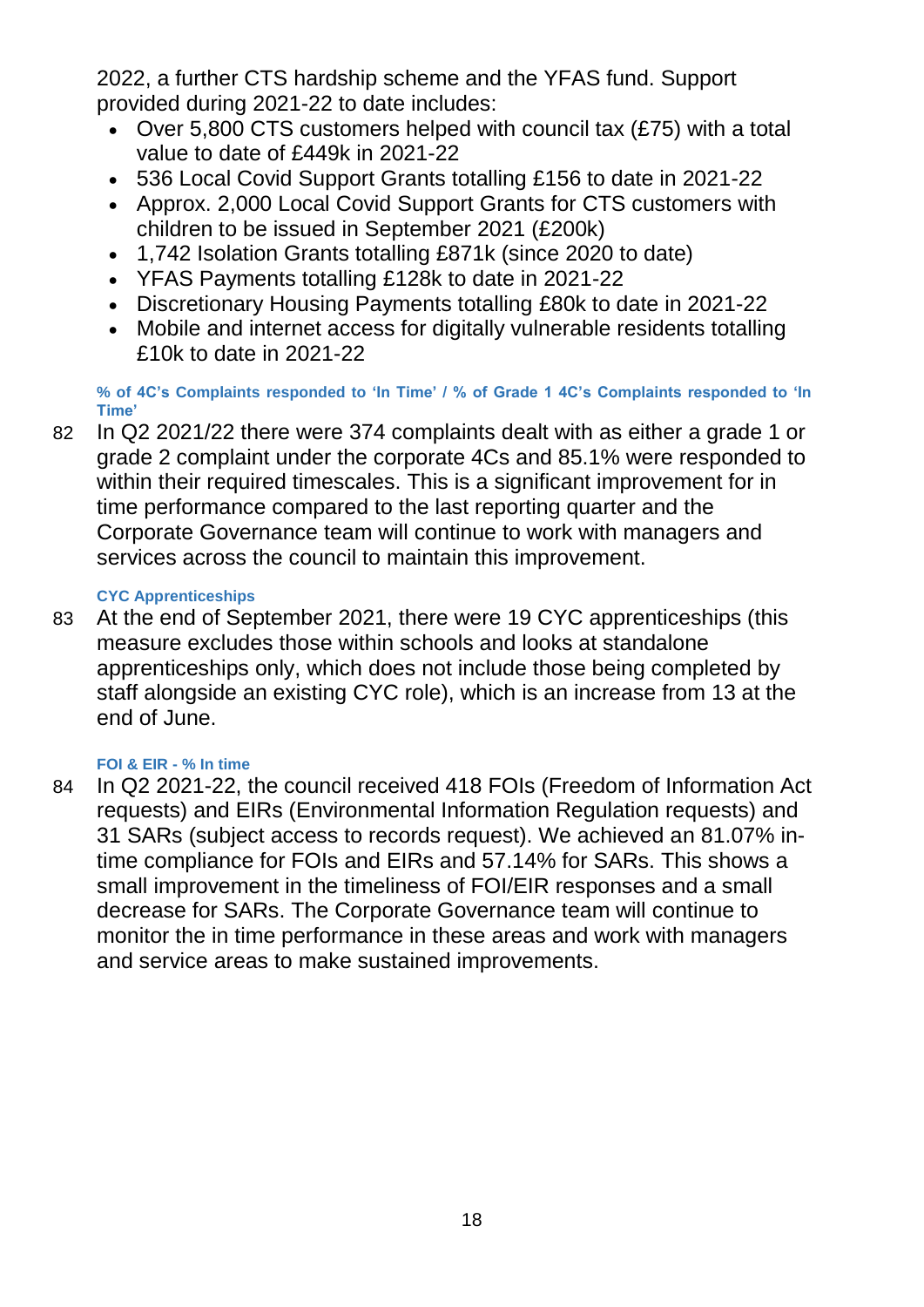2022, a further CTS hardship scheme and the YFAS fund. Support provided during 2021-22 to date includes:

- Over 5,800 CTS customers helped with council tax (£75) with a total value to date of £449k in 2021-22
- 536 Local Covid Support Grants totalling £156 to date in 2021-22
- Approx. 2,000 Local Covid Support Grants for CTS customers with children to be issued in September 2021 (£200k)
- 1,742 Isolation Grants totalling £871k (since 2020 to date)
- YFAS Payments totalling £128k to date in 2021-22
- Discretionary Housing Payments totalling £80k to date in 2021-22
- Mobile and internet access for digitally vulnerable residents totalling £10k to date in 2021-22

#### % of 4C's Complaints responded to 'In Time' / % of Grade 1 4C's Complaints responded to 'In Time'

82 In Q2 2021/22 there were 374 complaints dealt with as either a grade 1 or grade 2 complaint under the corporate 4Cs and 85.1% were responded to within their required timescales. This is a significant improvement for in time performance compared to the last reporting quarter and the Corporate Governance team will continue to work with managers and services across the council to maintain this improvement.

#### CYC Apprenticeships

83 At the end of September 2021, there were 19 CYC apprenticeships (this measure excludes those within schools and looks at standalone apprenticeships only, which does not include those being completed by staff alongside an existing CYC role), which is an increase from 13 at the end of June.

#### FOI & EIR - % In time

84 In Q2 2021-22, the council received 418 FOIs (Freedom of Information Act requests) and EIRs (Environmental Information Regulation requests) and 31 SARs (subject access to records request). We achieved an 81.07% in-time compliance for FOIs and EIRs and 57.14% for SARs. This shows a small improvement in the timeliness of FOI/EIR responses and a small decrease for SARs. The Corporate Governance team will continue to monitor the in time performance in these areas and work with managers and service areas to make sustained improvements.